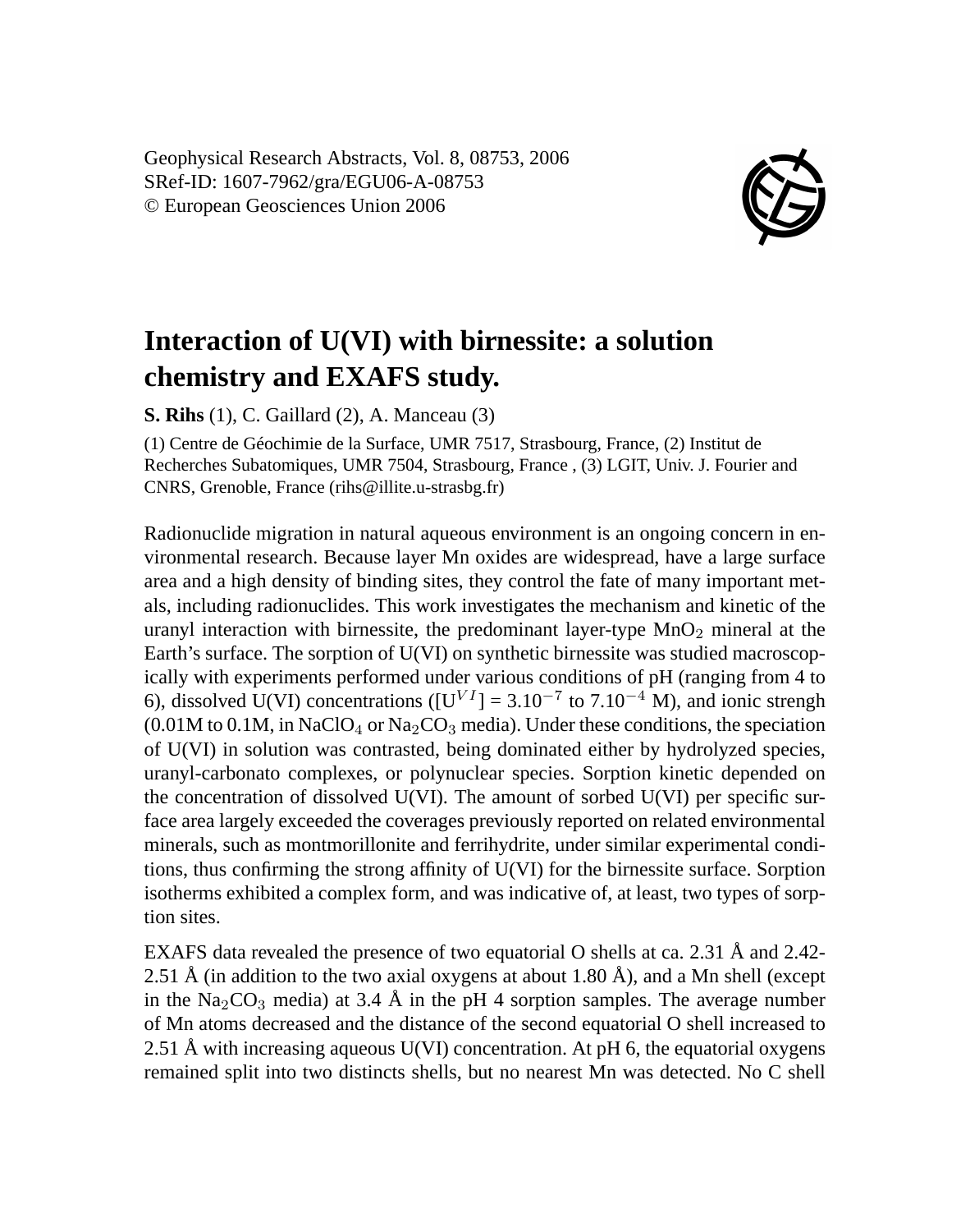# Interaction of U(VI) with birnessite: a solution chemistry and EXAFS study.

**S. Rihs** (1), C. Gaillard (2), A. Manceau (3)

(1) Centre de Géochimie de la Surface, UMR 7517, Strasbourg, France, (2) Institut de Recherches Subatomiques, UMR 7504, Strasbourg, France , (3) LGIT, Univ. J. Fourier and CNRS, Grenoble, France (rihs@illite.u-strasbg.fr)

Radionuclide migration in natural aqueous environment is an ongoing concern in environmental research. Because layer Mn oxides are widespread, have a large surface area and a high density of binding sites, they control the fate of many important metals, including radionuclides. This work investigates the mechanism and kinetic of the uranyl interaction with birnessite, the predominant layer-type $MnO_2$ mineral at the Earth's surface. The sorption of U(VI) on synthetic birnessite was studied macroscopically with experiments performed under various conditions of pH (ranging from 4 to 6), dissolved U(VI) concentrations ($[U^{VI}] = 3.10^{-7}$ to $7.10^{-4}$ M), and ionic strengh (0.01M to 0.1M, in $NaClO_4$ or $Na_2CO_3$ media). Under these conditions, the speciation of U(VI) in solution was contrasted, being dominated either by hydrolyzed species, uranyl-carbonato complexes, or polynuclear species. Sorption kinetic depended on the concentration of dissolved U(VI). The amount of sorbed U(VI) per specific surface area largely exceeded the coverages previously reported on related environmental minerals, such as montmorillonite and ferrihydrite, under similar experimental conditions, thus confirming the strong affinity of U(VI) for the birnessite surface. Sorption isotherms exhibited a complex form, and was indicative of, at least, two types of sorption sites.

EXAFS data revealed the presence of two equatorial O shells at ca. 2.31 Å and 2.42-2.51 Å (in addition to the two axial oxygens at about 1.80 Å), and a Mn shell (except in the $Na_2CO_3$ media) at 3.4 Å in the pH 4 sorption samples. The average number of Mn atoms decreased and the distance of the second equatorial O shell increased to 2.51 Å with increasing aqueous U(VI) concentration. At pH 6, the equatorial oxygens remained split into two distincts shells, but no nearest Mn was detected. No C shell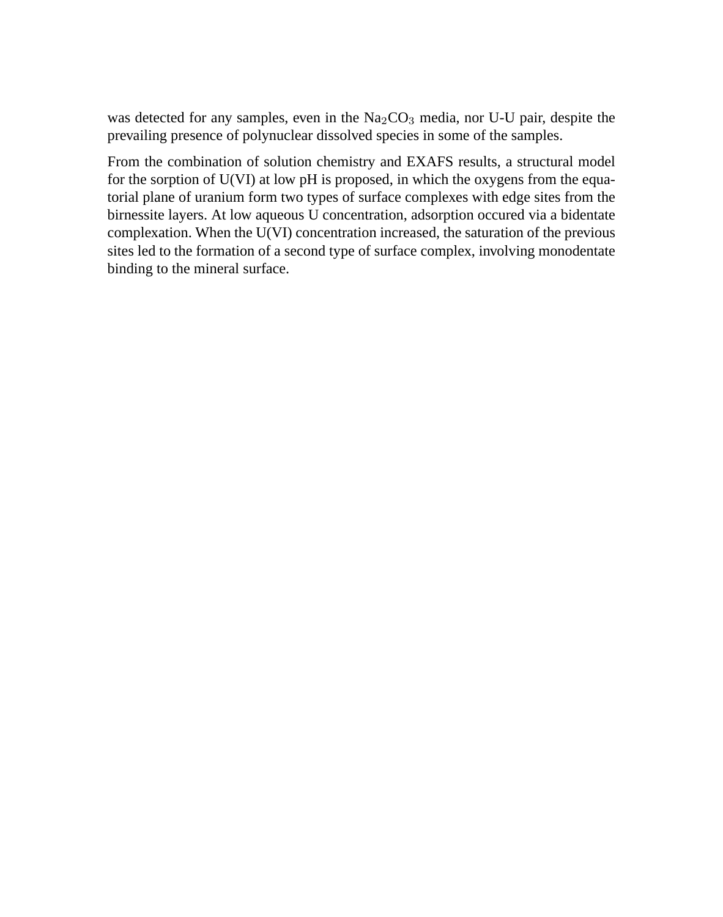was detected for any samples, even in the $Na_2CO_3$ media, nor U-U pair, despite the prevailing presence of polynuclear dissolved species in some of the samples.

From the combination of solution chemistry and EXAFS results, a structural model for the sorption of U(VI) at low pH is proposed, in which the oxygens from the equatorial plane of uranium form two types of surface complexes with edge sites from the birnessite layers. At low aqueous U concentration, adsorption occured via a bidentate complexation. When the U(VI) concentration increased, the saturation of the previous sites led to the formation of a second type of surface complex, involving monodentate binding to the mineral surface.